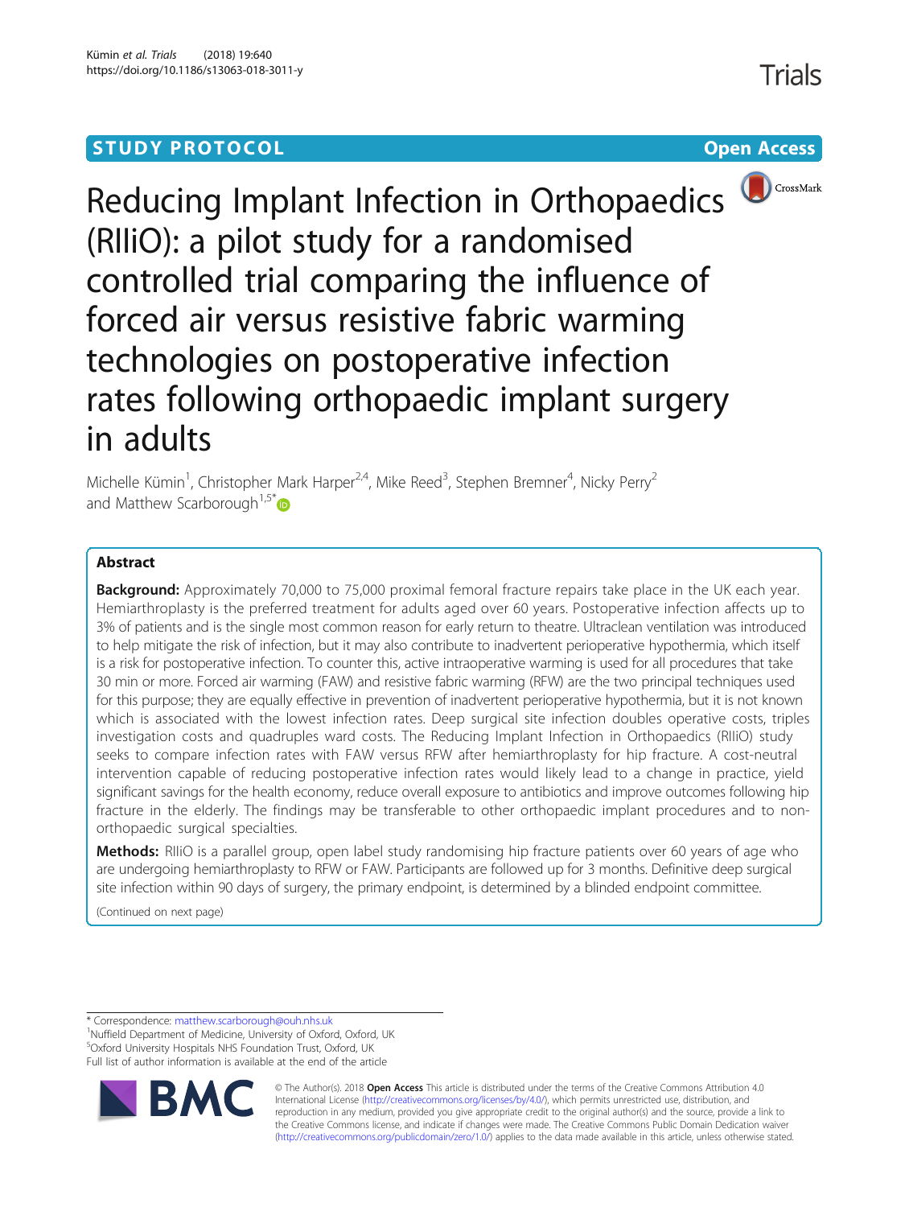STUDY PROTOCOL

Open Access

# Reducing Implant Infection in Orthopaedics (RIIiO): a pilot study for a randomised controlled trial comparing the influence of forced air versus resistive fabric warming technologies on postoperative infection rates following orthopaedic implant surgery in adults

Michelle Kümin[1], Christopher Mark Harper[2,4], Mike Reed[3], Stephen Bremner[4], Nicky Perry[2] and Matthew Scarborough[1,5*]

## Abstract

**Background:** Approximately 70,000 to 75,000 proximal femoral fracture repairs take place in the UK each year. Hemiarthroplasty is the preferred treatment for adults aged over 60 years. Postoperative infection affects up to 3% of patients and is the single most common reason for early return to theatre. Ultraclean ventilation was introduced to help mitigate the risk of infection, but it may also contribute to inadvertent perioperative hypothermia, which itself is a risk for postoperative infection. To counter this, active intraoperative warming is used for all procedures that take 30 min or more. Forced air warming (FAW) and resistive fabric warming (RFW) are the two principal techniques used for this purpose; they are equally effective in prevention of inadvertent perioperative hypothermia, but it is not known which is associated with the lowest infection rates. Deep surgical site infection doubles operative costs, triples investigation costs and quadruples ward costs. The Reducing Implant Infection in Orthopaedics (RIIiO) study seeks to compare infection rates with FAW versus RFW after hemiarthroplasty for hip fracture. A cost-neutral intervention capable of reducing postoperative infection rates would likely lead to a change in practice, yield significant savings for the health economy, reduce overall exposure to antibiotics and improve outcomes following hip fracture in the elderly. The findings may be transferable to other orthopaedic implant procedures and to non-orthopaedic surgical specialties.

**Methods:** RIIiO is a parallel group, open label study randomising hip fracture patients over 60 years of age who are undergoing hemiarthroplasty to RFW or FAW. Participants are followed up for 3 months. Definitive deep surgical site infection within 90 days of surgery, the primary endpoint, is determined by a blinded endpoint committee.

(Continued on next page)

\* Correspondence: matthew.scarborough@ouh.nhs.uk
[1]Nuffield Department of Medicine, University of Oxford, Oxford, UK
[5]Oxford University Hospitals NHS Foundation Trust, Oxford, UK
Full list of author information is available at the end of the article

© The Author(s). 2018 **Open Access** This article is distributed under the terms of the Creative Commons Attribution 4.0 International License (http://creativecommons.org/licenses/by/4.0/), which permits unrestricted use, distribution, and reproduction in any medium, provided you give appropriate credit to the original author(s) and the source, provide a link to the Creative Commons license, and indicate if changes were made. The Creative Commons Public Domain Dedication waiver (http://creativecommons.org/publicdomain/zero/1.0/) applies to the data made available in this article, unless otherwise stated.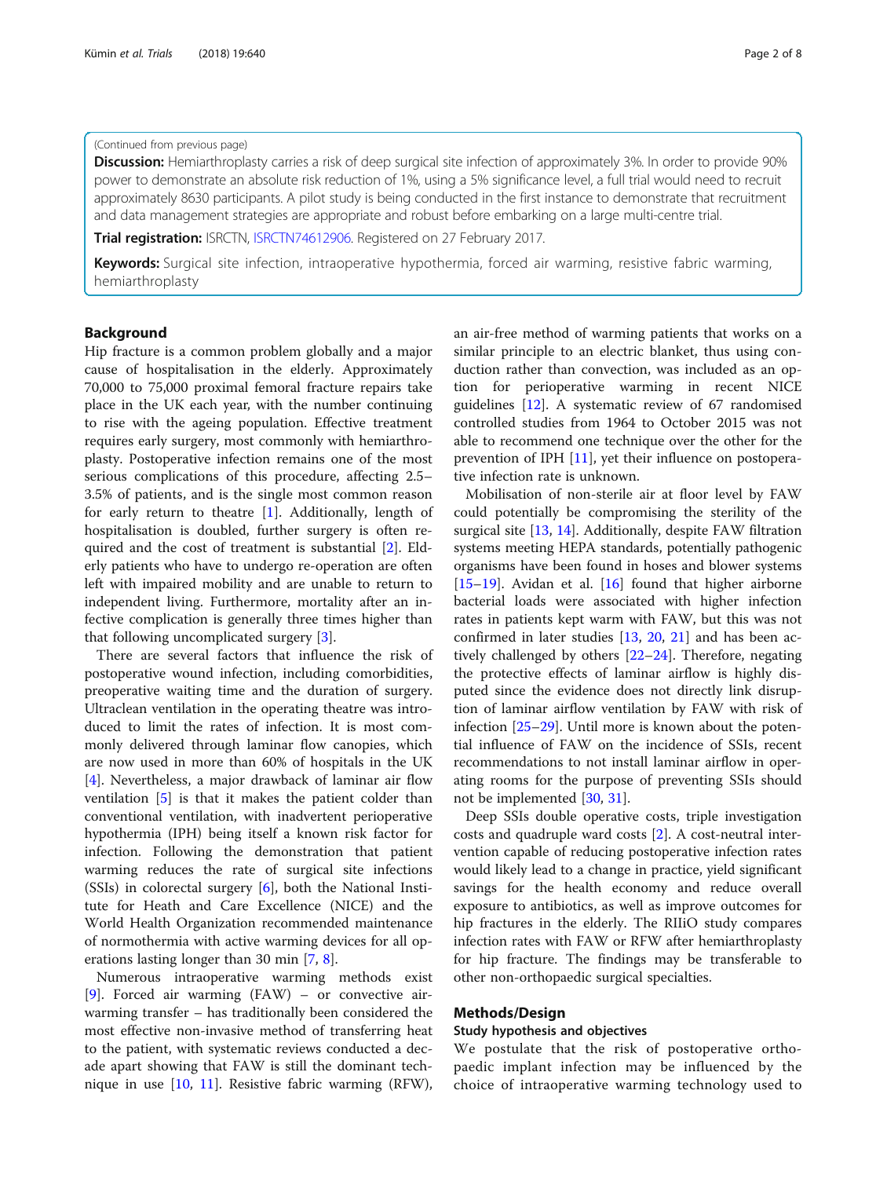(Continued from previous page)

**Discussion:** Hemiarthroplasty carries a risk of deep surgical site infection of approximately 3%. In order to provide 90% power to demonstrate an absolute risk reduction of 1%, using a 5% significance level, a full trial would need to recruit approximately 8630 participants. A pilot study is being conducted in the first instance to demonstrate that recruitment and data management strategies are appropriate and robust before embarking on a large multi-centre trial.

**Trial registration:** ISRCTN, ISRCTN74612906. Registered on 27 February 2017.

**Keywords:** Surgical site infection, intraoperative hypothermia, forced air warming, resistive fabric warming, hemiarthroplasty

## Background

Hip fracture is a common problem globally and a major cause of hospitalisation in the elderly. Approximately 70,000 to 75,000 proximal femoral fracture repairs take place in the UK each year, with the number continuing to rise with the ageing population. Effective treatment requires early surgery, most commonly with hemiarthroplasty. Postoperative infection remains one of the most serious complications of this procedure, affecting 2.5–3.5% of patients, and is the single most common reason for early return to theatre [1]. Additionally, length of hospitalisation is doubled, further surgery is often required and the cost of treatment is substantial [2]. Elderly patients who have to undergo re-operation are often left with impaired mobility and are unable to return to independent living. Furthermore, mortality after an infective complication is generally three times higher than that following uncomplicated surgery [3].

There are several factors that influence the risk of postoperative wound infection, including comorbidities, preoperative waiting time and the duration of surgery. Ultraclean ventilation in the operating theatre was introduced to limit the rates of infection. It is most commonly delivered through laminar flow canopies, which are now used in more than 60% of hospitals in the UK [4]. Nevertheless, a major drawback of laminar air flow ventilation [5] is that it makes the patient colder than conventional ventilation, with inadvertent perioperative hypothermia (IPH) being itself a known risk factor for infection. Following the demonstration that patient warming reduces the rate of surgical site infections (SSIs) in colorectal surgery [6], both the National Institute for Heath and Care Excellence (NICE) and the World Health Organization recommended maintenance of normothermia with active warming devices for all operations lasting longer than 30 min [7, 8].

Numerous intraoperative warming methods exist [9]. Forced air warming (FAW) – or convective air-warming transfer – has traditionally been considered the most effective non-invasive method of transferring heat to the patient, with systematic reviews conducted a decade apart showing that FAW is still the dominant technique in use [10, 11]. Resistive fabric warming (RFW), an air-free method of warming patients that works on a similar principle to an electric blanket, thus using conduction rather than convection, was included as an option for perioperative warming in recent NICE guidelines [12]. A systematic review of 67 randomised controlled studies from 1964 to October 2015 was not able to recommend one technique over the other for the prevention of IPH [11], yet their influence on postoperative infection rate is unknown.

Mobilisation of non-sterile air at floor level by FAW could potentially be compromising the sterility of the surgical site [13, 14]. Additionally, despite FAW filtration systems meeting HEPA standards, potentially pathogenic organisms have been found in hoses and blower systems [15–19]. Avidan et al. [16] found that higher airborne bacterial loads were associated with higher infection rates in patients kept warm with FAW, but this was not confirmed in later studies [13, 20, 21] and has been actively challenged by others [22–24]. Therefore, negating the protective effects of laminar airflow is highly disputed since the evidence does not directly link disruption of laminar airflow ventilation by FAW with risk of infection [25–29]. Until more is known about the potential influence of FAW on the incidence of SSIs, recent recommendations to not install laminar airflow in operating rooms for the purpose of preventing SSIs should not be implemented [30, 31].

Deep SSIs double operative costs, triple investigation costs and quadruple ward costs [2]. A cost-neutral intervention capable of reducing postoperative infection rates would likely lead to a change in practice, yield significant savings for the health economy and reduce overall exposure to antibiotics, as well as improve outcomes for hip fractures in the elderly. The RIIiO study compares infection rates with FAW or RFW after hemiarthroplasty for hip fracture. The findings may be transferable to other non-orthopaedic surgical specialties.

## Methods/Design

### Study hypothesis and objectives

We postulate that the risk of postoperative orthopaedic implant infection may be influenced by the choice of intraoperative warming technology used to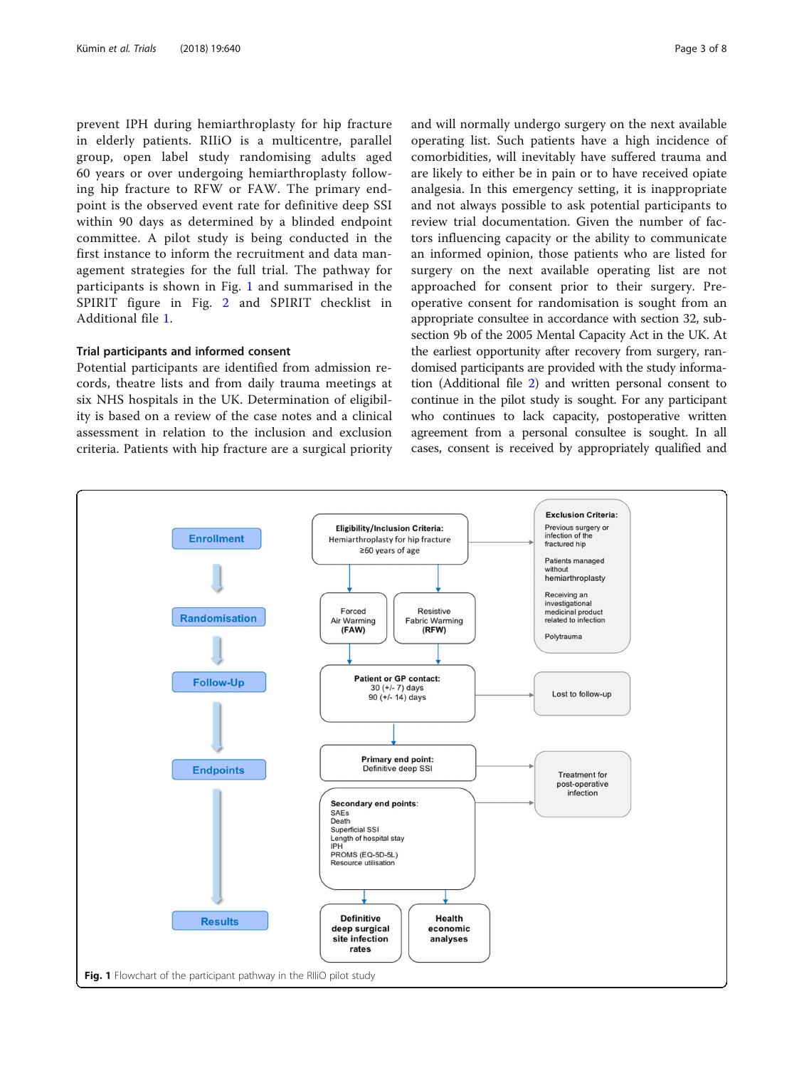prevent IPH during hemiarthroplasty for hip fracture in elderly patients. RIIiO is a multicentre, parallel group, open label study randomising adults aged 60 years or over undergoing hemiarthroplasty following hip fracture to RFW or FAW. The primary endpoint is the observed event rate for definitive deep SSI within 90 days as determined by a blinded endpoint committee. A pilot study is being conducted in the first instance to inform the recruitment and data management strategies for the full trial. The pathway for participants is shown in Fig. 1 and summarised in the SPIRIT figure in Fig. 2 and SPIRIT checklist in Additional file 1.

### Trial participants and informed consent

Potential participants are identified from admission records, theatre lists and from daily trauma meetings at six NHS hospitals in the UK. Determination of eligibility is based on a review of the case notes and a clinical assessment in relation to the inclusion and exclusion criteria. Patients with hip fracture are a surgical priority and will normally undergo surgery on the next available operating list. Such patients have a high incidence of comorbidities, will inevitably have suffered trauma and are likely to either be in pain or to have received opiate analgesia. In this emergency setting, it is inappropriate and not always possible to ask potential participants to review trial documentation. Given the number of factors influencing capacity or the ability to communicate an informed opinion, those patients who are listed for surgery on the next available operating list are not approached for consent prior to their surgery. Preoperative consent for randomisation is sought from an appropriate consultee in accordance with section 32, subsection 9b of the 2005 Mental Capacity Act in the UK. At the earliest opportunity after recovery from surgery, randomised participants are provided with the study information (Additional file 2) and written personal consent to continue in the pilot study is sought. For any participant who continues to lack capacity, postoperative written agreement from a personal consultee is sought. In all cases, consent is received by appropriately qualified and

**Fig. 1** Flowchart of the participant pathway in the RIIiO pilot study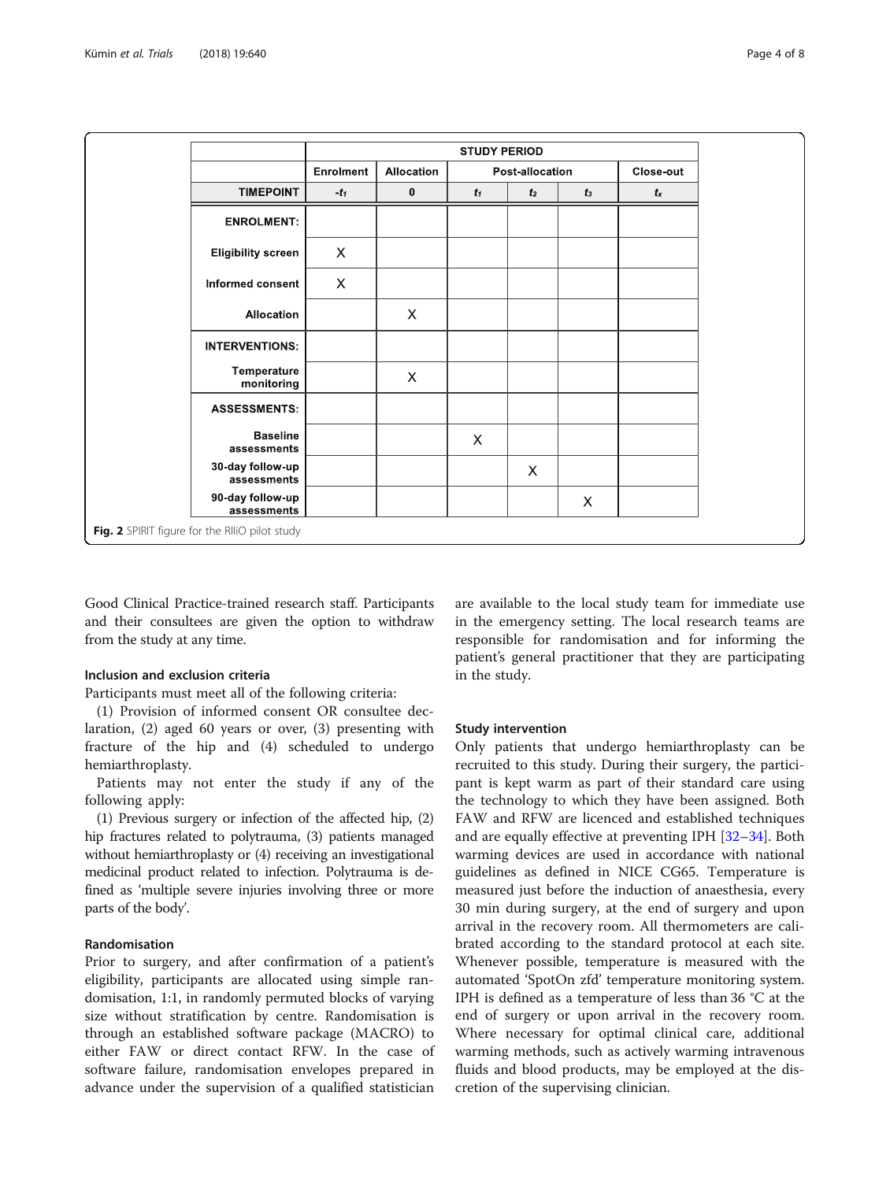|  | STUDY PERIOD | | | | | |
|---|---|---|---|---|---|---|
|  | Enrolment | Allocation | Post-allocation | | | Close-out |
| TIMEPOINT | $-t_1$ | 0 | $t_1$ | $t_2$ | $t_3$ | $t_x$ |
| **ENROLMENT:** |  |  |  |  |  |  |
| Eligibility screen | X |  |  |  |  |  |
| Informed consent | X |  |  |  |  |  |
| Allocation |  | X |  |  |  |  |
| **INTERVENTIONS:** |  |  |  |  |  |  |
| Temperature monitoring |  | X |  |  |  |  |
| **ASSESSMENTS:** |  |  |  |  |  |  |
| Baseline assessments |  |  | X |  |  |  |
| 30-day follow-up assessments |  |  |  | X |  |  |
| 90-day follow-up assessments |  |  |  |  | X |  |

**Fig. 2** SPIRIT figure for the RIIiO pilot study

Good Clinical Practice-trained research staff. Participants and their consultees are given the option to withdraw from the study at any time.

### Inclusion and exclusion criteria

Participants must meet all of the following criteria:

(1) Provision of informed consent OR consultee declaration, (2) aged 60 years or over, (3) presenting with fracture of the hip and (4) scheduled to undergo hemiarthroplasty.

Patients may not enter the study if any of the following apply:

(1) Previous surgery or infection of the affected hip, (2) hip fractures related to polytrauma, (3) patients managed without hemiarthroplasty or (4) receiving an investigational medicinal product related to infection. Polytrauma is defined as 'multiple severe injuries involving three or more parts of the body'.

### Randomisation

Prior to surgery, and after confirmation of a patient's eligibility, participants are allocated using simple randomisation, 1:1, in randomly permuted blocks of varying size without stratification by centre. Randomisation is through an established software package (MACRO) to either FAW or direct contact RFW. In the case of software failure, randomisation envelopes prepared in advance under the supervision of a qualified statistician are available to the local study team for immediate use in the emergency setting. The local research teams are responsible for randomisation and for informing the patient's general practitioner that they are participating in the study.

### Study intervention

Only patients that undergo hemiarthroplasty can be recruited to this study. During their surgery, the participant is kept warm as part of their standard care using the technology to which they have been assigned. Both FAW and RFW are licenced and established techniques and are equally effective at preventing IPH [32–34]. Both warming devices are used in accordance with national guidelines as defined in NICE CG65. Temperature is measured just before the induction of anaesthesia, every 30 min during surgery, at the end of surgery and upon arrival in the recovery room. All thermometers are calibrated according to the standard protocol at each site. Whenever possible, temperature is measured with the automated 'SpotOn zfd' temperature monitoring system. IPH is defined as a temperature of less than 36 °C at the end of surgery or upon arrival in the recovery room. Where necessary for optimal clinical care, additional warming methods, such as actively warming intravenous fluids and blood products, may be employed at the discretion of the supervising clinician.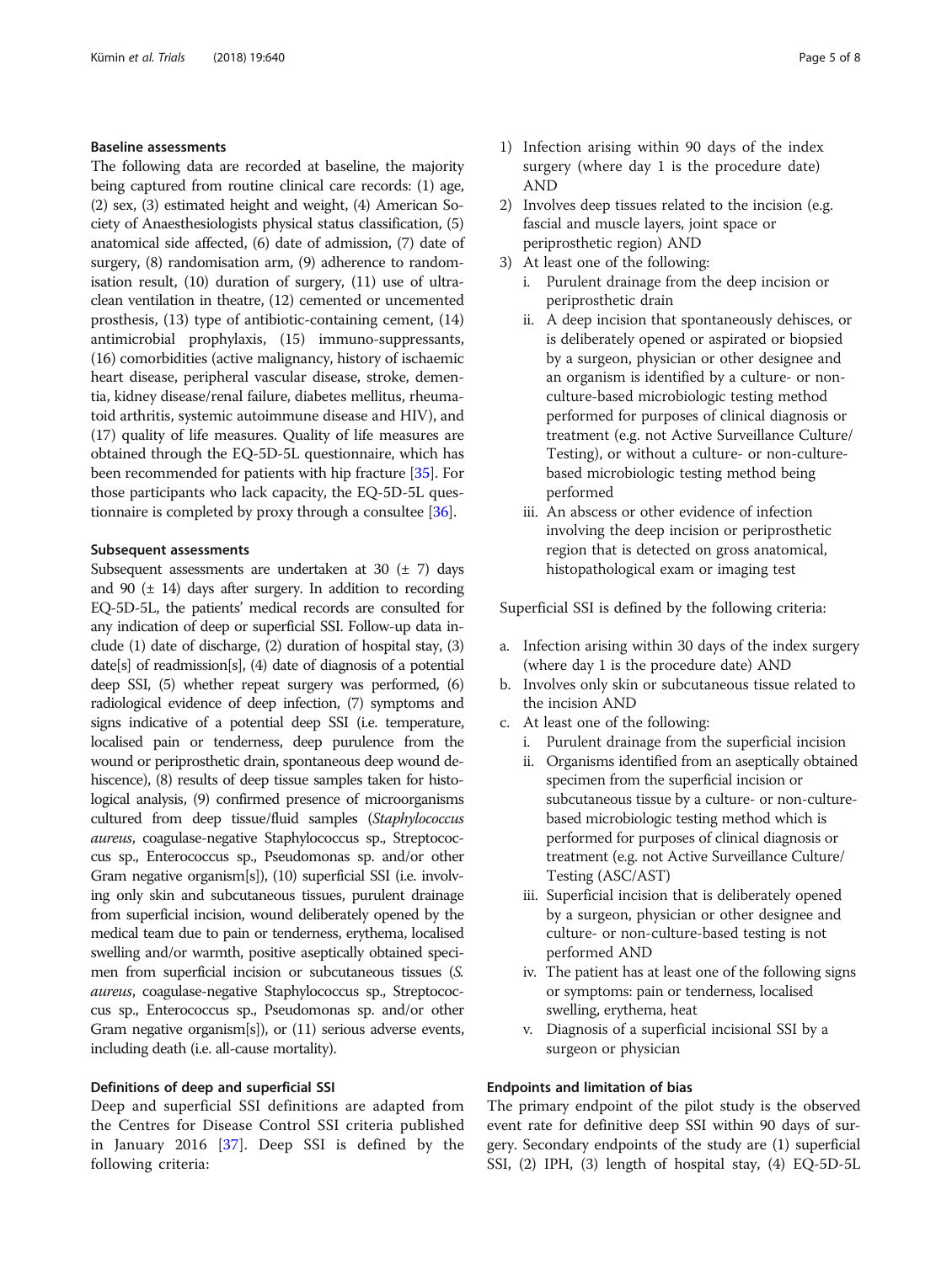### Baseline assessments

The following data are recorded at baseline, the majority being captured from routine clinical care records: (1) age, (2) sex, (3) estimated height and weight, (4) American Society of Anaesthesiologists physical status classification, (5) anatomical side affected, (6) date of admission, (7) date of surgery, (8) randomisation arm, (9) adherence to randomisation result, (10) duration of surgery, (11) use of ultra-clean ventilation in theatre, (12) cemented or uncemented prosthesis, (13) type of antibiotic-containing cement, (14) antimicrobial prophylaxis, (15) immuno-suppressants, (16) comorbidities (active malignancy, history of ischaemic heart disease, peripheral vascular disease, stroke, dementia, kidney disease/renal failure, diabetes mellitus, rheumatoid arthritis, systemic autoimmune disease and HIV), and (17) quality of life measures. Quality of life measures are obtained through the EQ-5D-5L questionnaire, which has been recommended for patients with hip fracture [35]. For those participants who lack capacity, the EQ-5D-5L questionnaire is completed by proxy through a consultee [36].

### Subsequent assessments

Subsequent assessments are undertaken at 30 (± 7) days and 90 (± 14) days after surgery. In addition to recording EQ-5D-5L, the patients' medical records are consulted for any indication of deep or superficial SSI. Follow-up data include (1) date of discharge, (2) duration of hospital stay, (3) date[s] of readmission[s], (4) date of diagnosis of a potential deep SSI, (5) whether repeat surgery was performed, (6) radiological evidence of deep infection, (7) symptoms and signs indicative of a potential deep SSI (i.e. temperature, localised pain or tenderness, deep purulence from the wound or periprosthetic drain, spontaneous deep wound dehiscence), (8) results of deep tissue samples taken for histological analysis, (9) confirmed presence of microorganisms cultured from deep tissue/fluid samples (*Staphylococcus aureus*, coagulase-negative Staphylococcus sp., Streptococcus sp., Enterococcus sp., Pseudomonas sp. and/or other Gram negative organism[s]), (10) superficial SSI (i.e. involving only skin and subcutaneous tissues, purulent drainage from superficial incision, wound deliberately opened by the medical team due to pain or tenderness, erythema, localised swelling and/or warmth, positive aseptically obtained specimen from superficial incision or subcutaneous tissues (*S. aureus*, coagulase-negative Staphylococcus sp., Streptococcus sp., Enterococcus sp., Pseudomonas sp. and/or other Gram negative organism[s]), or (11) serious adverse events, including death (i.e. all-cause mortality).

### Definitions of deep and superficial SSI

Deep and superficial SSI definitions are adapted from the Centres for Disease Control SSI criteria published in January 2016 [37]. Deep SSI is defined by the following criteria:

1) Infection arising within 90 days of the index surgery (where day 1 is the procedure date) AND
2) Involves deep tissues related to the incision (e.g. fascial and muscle layers, joint space or periprosthetic region) AND
3) At least one of the following:
   i. Purulent drainage from the deep incision or periprosthetic drain
   ii. A deep incision that spontaneously dehisces, or is deliberately opened or aspirated or biopsied by a surgeon, physician or other designee and an organism is identified by a culture- or non-culture-based microbiologic testing method performed for purposes of clinical diagnosis or treatment (e.g. not Active Surveillance Culture/Testing), or without a culture- or non-culture-based microbiologic testing method being performed
   iii. An abscess or other evidence of infection involving the deep incision or periprosthetic region that is detected on gross anatomical, histopathological exam or imaging test

Superficial SSI is defined by the following criteria:

a. Infection arising within 30 days of the index surgery (where day 1 is the procedure date) AND
b. Involves only skin or subcutaneous tissue related to the incision AND
c. At least one of the following:
   i. Purulent drainage from the superficial incision
   ii. Organisms identified from an aseptically obtained specimen from the superficial incision or subcutaneous tissue by a culture- or non-culture-based microbiologic testing method which is performed for purposes of clinical diagnosis or treatment (e.g. not Active Surveillance Culture/Testing (ASC/AST)
   iii. Superficial incision that is deliberately opened by a surgeon, physician or other designee and culture- or non-culture-based testing is not performed AND
   iv. The patient has at least one of the following signs or symptoms: pain or tenderness, localised swelling, erythema, heat
   v. Diagnosis of a superficial incisional SSI by a surgeon or physician

### Endpoints and limitation of bias

The primary endpoint of the pilot study is the observed event rate for definitive deep SSI within 90 days of surgery. Secondary endpoints of the study are (1) superficial SSI, (2) IPH, (3) length of hospital stay, (4) EQ-5D-5L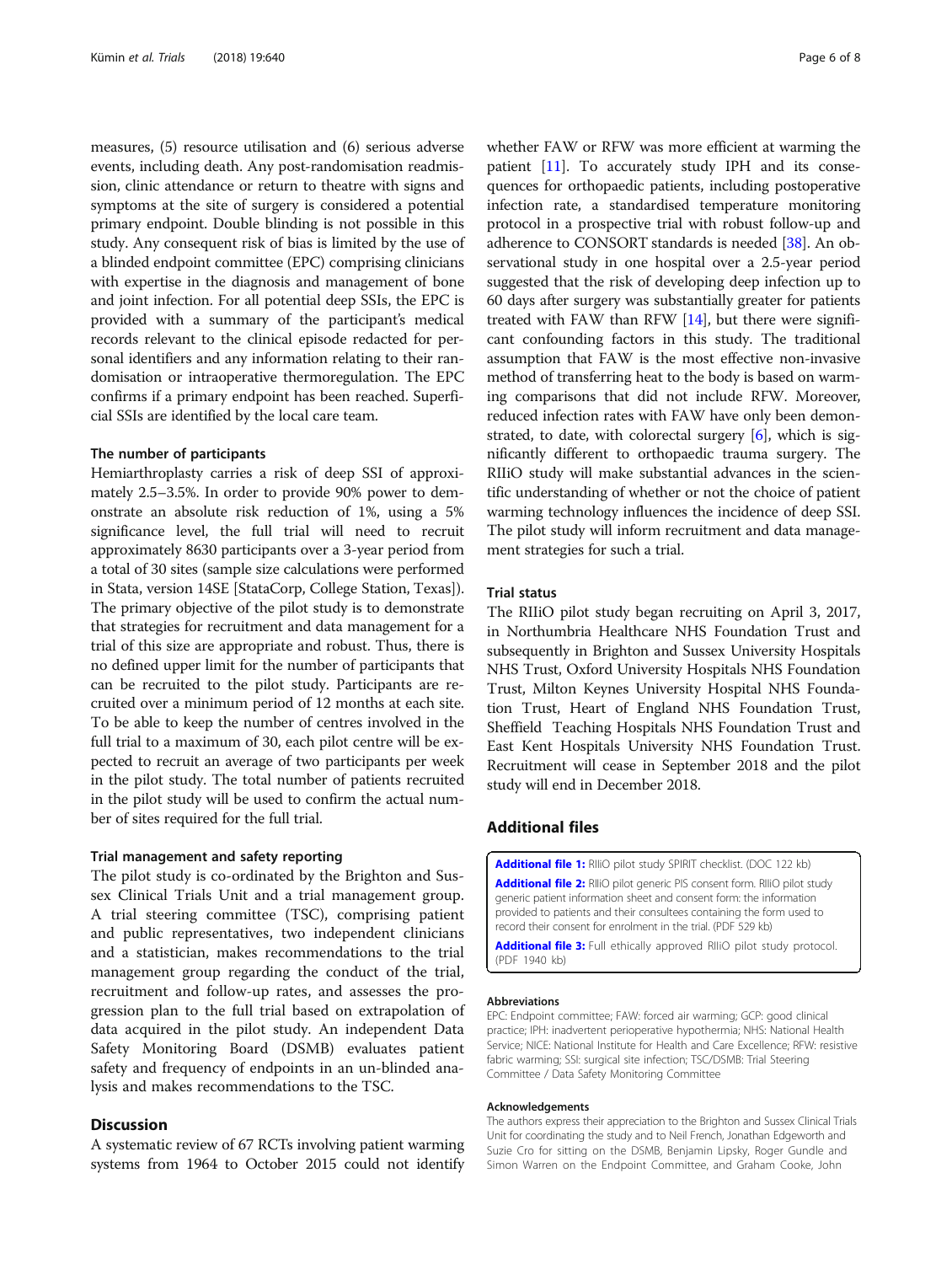measures, (5) resource utilisation and (6) serious adverse events, including death. Any post-randomisation readmission, clinic attendance or return to theatre with signs and symptoms at the site of surgery is considered a potential primary endpoint. Double blinding is not possible in this study. Any consequent risk of bias is limited by the use of a blinded endpoint committee (EPC) comprising clinicians with expertise in the diagnosis and management of bone and joint infection. For all potential deep SSIs, the EPC is provided with a summary of the participant's medical records relevant to the clinical episode redacted for personal identifiers and any information relating to their randomisation or intraoperative thermoregulation. The EPC confirms if a primary endpoint has been reached. Superficial SSIs are identified by the local care team.

### The number of participants

Hemiarthroplasty carries a risk of deep SSI of approximately 2.5–3.5%. In order to provide 90% power to demonstrate an absolute risk reduction of 1%, using a 5% significance level, the full trial will need to recruit approximately 8630 participants over a 3-year period from a total of 30 sites (sample size calculations were performed in Stata, version 14SE [StataCorp, College Station, Texas]). The primary objective of the pilot study is to demonstrate that strategies for recruitment and data management for a trial of this size are appropriate and robust. Thus, there is no defined upper limit for the number of participants that can be recruited to the pilot study. Participants are recruited over a minimum period of 12 months at each site. To be able to keep the number of centres involved in the full trial to a maximum of 30, each pilot centre will be expected to recruit an average of two participants per week in the pilot study. The total number of patients recruited in the pilot study will be used to confirm the actual number of sites required for the full trial.

### Trial management and safety reporting

The pilot study is co-ordinated by the Brighton and Sussex Clinical Trials Unit and a trial management group. A trial steering committee (TSC), comprising patient and public representatives, two independent clinicians and a statistician, makes recommendations to the trial management group regarding the conduct of the trial, recruitment and follow-up rates, and assesses the progression plan to the full trial based on extrapolation of data acquired in the pilot study. An independent Data Safety Monitoring Board (DSMB) evaluates patient safety and frequency of endpoints in an un-blinded analysis and makes recommendations to the TSC.

## Discussion

A systematic review of 67 RCTs involving patient warming systems from 1964 to October 2015 could not identify whether FAW or RFW was more efficient at warming the patient [11]. To accurately study IPH and its consequences for orthopaedic patients, including postoperative infection rate, a standardised temperature monitoring protocol in a prospective trial with robust follow-up and adherence to CONSORT standards is needed [38]. An observational study in one hospital over a 2.5-year period suggested that the risk of developing deep infection up to 60 days after surgery was substantially greater for patients treated with FAW than RFW [14], but there were significant confounding factors in this study. The traditional assumption that FAW is the most effective non-invasive method of transferring heat to the body is based on warming comparisons that did not include RFW. Moreover, reduced infection rates with FAW have only been demonstrated, to date, with colorectal surgery [6], which is significantly different to orthopaedic trauma surgery. The RIIiO study will make substantial advances in the scientific understanding of whether or not the choice of patient warming technology influences the incidence of deep SSI. The pilot study will inform recruitment and data management strategies for such a trial.

### Trial status

The RIIiO pilot study began recruiting on April 3, 2017, in Northumbria Healthcare NHS Foundation Trust and subsequently in Brighton and Sussex University Hospitals NHS Trust, Oxford University Hospitals NHS Foundation Trust, Milton Keynes University Hospital NHS Foundation Trust, Heart of England NHS Foundation Trust, Sheffield Teaching Hospitals NHS Foundation Trust and East Kent Hospitals University NHS Foundation Trust. Recruitment will cease in September 2018 and the pilot study will end in December 2018.

## Additional files

**Additional file 1:** RIIiO pilot study SPIRIT checklist. (DOC 122 kb)

**Additional file 2:** RIIiO pilot generic PIS consent form. RIIiO pilot study generic patient information sheet and consent form: the information provided to patients and their consultees containing the form used to record their consent for enrolment in the trial. (PDF 529 kb)

**Additional file 3:** Full ethically approved RIIiO pilot study protocol. (PDF 1940 kb)

#### Abbreviations

EPC: Endpoint committee; FAW: forced air warming; GCP: good clinical practice; IPH: inadvertent perioperative hypothermia; NHS: National Health Service; NICE: National Institute for Health and Care Excellence; RFW: resistive fabric warming; SSI: surgical site infection; TSC/DSMB: Trial Steering Committee / Data Safety Monitoring Committee

#### Acknowledgements

The authors express their appreciation to the Brighton and Sussex Clinical Trials Unit for coordinating the study and to Neil French, Jonathan Edgeworth and Suzie Cro for sitting on the DSMB, Benjamin Lipsky, Roger Gundle and Simon Warren on the Endpoint Committee, and Graham Cooke, John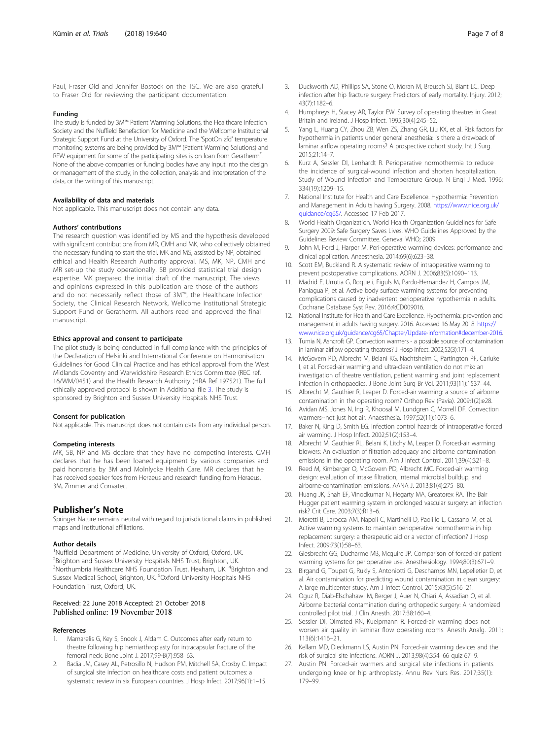Paul, Fraser Old and Jennifer Bostock on the TSC. We are also grateful to Fraser Old for reviewing the participant documentation.

#### Funding

The study is funded by 3M™ Patient Warming Solutions, the Healthcare Infection Society and the Nuffield Benefaction for Medicine and the Wellcome Institutional Strategic Support Fund at the University of Oxford. The 'SpotOn zfd' temperature monitoring systems are being provided by 3M™ (Patient Warming Solutions) and RFW equipment for some of the participating sites is on loan from Geratherm®. None of the above companies or funding bodies have any input into the design or management of the study, in the collection, analysis and interpretation of the data, or the writing of this manuscript.

#### Availability of data and materials

Not applicable. This manuscript does not contain any data.

#### Authors' contributions

The research question was identified by MS and the hypothesis developed with significant contributions from MR, CMH and MK, who collectively obtained the necessary funding to start the trial. MK and MS, assisted by NP, obtained ethical and Health Research Authority approval. MS, MK, NP, CMH and MR set-up the study operationally. SB provided statistical trial design expertise. MK prepared the initial draft of the manuscript. The views and opinions expressed in this publication are those of the authors and do not necessarily reflect those of 3M™, the Healthcare Infection Society, the Clinical Research Network, Wellcome Institutional Strategic Support Fund or Geratherm. All authors read and approved the final manuscript.

#### Ethics approval and consent to participate

The pilot study is being conducted in full compliance with the principles of the Declaration of Helsinki and International Conference on Harmonisation Guidelines for Good Clinical Practice and has ethical approval from the West Midlands Coventry and Warwickshire Research Ethics Committee (REC ref. 16/WM/0451) and the Health Research Authority (HRA Ref 197521). The full ethically approved protocol is shown in Additional file 3. The study is sponsored by Brighton and Sussex University Hospitals NHS Trust.

#### Consent for publication

Not applicable. This manuscript does not contain data from any individual person.

#### Competing interests

MK, SB, NP and MS declare that they have no competing interests. CMH declares that he has been loaned equipment by various companies and paid honoraria by 3M and Molnlycke Health Care. MR declares that he has received speaker fees from Heraeus and research funding from Heraeus, 3M, Zimmer and Convatec.

## Publisher's Note

Springer Nature remains neutral with regard to jurisdictional claims in published maps and institutional affiliations.

#### Author details

[1]Nuffield Department of Medicine, University of Oxford, Oxford, UK. [2]Brighton and Sussex University Hospitals NHS Trust, Brighton, UK. [3]Northumbria Healthcare NHS Foundation Trust, Hexham, UK. [4]Brighton and Sussex Medical School, Brighton, UK. [5]Oxford University Hospitals NHS Foundation Trust, Oxford, UK.

Received: 22 June 2018 Accepted: 21 October 2018
Published online: 19 November 2018

#### References

1. Mamarelis G, Key S, Snook J, Aldam C. Outcomes after early return to theatre following hip hemiarthroplasty for intracapsular fracture of the femoral neck. Bone Joint J. 2017;99-B(7):958–63.
2. Badia JM, Casey AL, Petrosillo N, Hudson PM, Mitchell SA, Crosby C. Impact of surgical site infection on healthcare costs and patient outcomes: a systematic review in six European countries. J Hosp Infect. 2017;96(1):1–15.
3. Duckworth AD, Phillips SA, Stone O, Moran M, Breusch SJ, Biant LC. Deep infection after hip fracture surgery: Predictors of early mortality. Injury. 2012; 43(7):1182–6.
4. Humphreys H, Stacey AR, Taylor EW. Survey of operating theatres in Great Britain and Ireland. J Hosp Infect. 1995;30(4):245–52.
5. Yang L, Huang CY, Zhou ZB, Wen ZS, Zhang GR, Liu KX, et al. Risk factors for hypothermia in patients under general anesthesia: is there a drawback of laminar airflow operating rooms? A prospective cohort study. Int J Surg. 2015;21:14–7.
6. Kurz A, Sessler DI, Lenhardt R. Perioperative normothermia to reduce the incidence of surgical-wound infection and shorten hospitalization. Study of Wound Infection and Temperature Group. N Engl J Med. 1996; 334(19):1209–15.
7. National Institute for Health and Care Excellence. Hypothermia: Prevention and Management in Adults having Surgery. 2008. https://www.nice.org.uk/guidance/cg65/. Accessed 17 Feb 2017.
8. World Health Organization. World Health Organization Guidelines for Safe Surgery 2009: Safe Surgery Saves Lives. WHO Guidelines Approved by the Guidelines Review Committee. Geneva: WHO; 2009.
9. John M, Ford J, Harper M. Peri-operative warming devices: performance and clinical application. Anaesthesia. 2014;69(6):623–38.
10. Scott EM, Buckland R. A systematic review of intraoperative warming to prevent postoperative complications. AORN J. 2006;83(5):1090–113.
11. Madrid E, Urrutia G, Roque i, Figuls M, Pardo-Hernandez H, Campos JM, Paniagua P, et al. Active body surface warming systems for preventing complications caused by inadvertent perioperative hypothermia in adults. Cochrane Database Syst Rev. 2016;4:CD009016.
12. National Institute for Health and Care Excellence. Hypothermia: prevention and management in adults having surgery. 2016. Accessed 16 May 2018. https://www.nice.org.uk/guidance/cg65/Chapter/Update-information#december-2016.
13. Tumia N, Ashcroft GP. Convection warmers - a possible source of contamination in laminar airflow operating theatres? J Hosp Infect. 2002;52(3):171–4.
14. McGovern PD, Albrecht M, Belani KG, Nachtsheim C, Partington PF, Carluke I, et al. Forced-air warming and ultra-clean ventilation do not mix: an investigation of theatre ventilation, patient warming and joint replacement infection in orthopaedics. J Bone Joint Surg Br Vol. 2011;93(11):1537–44.
15. Albrecht M, Gauthier R, Leaper D. Forced-air warming: a source of airborne contamination in the operating room? Orthop Rev (Pavia). 2009;1(2):e28.
16. Avidan MS, Jones N, Ing R, Khoosal M, Lundgren C, Morrell DF. Convection warmers--not just hot air. Anaesthesia. 1997;52(11):1073–6.
17. Baker N, King D, Smith EG. Infection control hazards of intraoperative forced air warming. J Hosp Infect. 2002;51(2):153–4.
18. Albrecht M, Gauthier RL, Belani K, Litchy M, Leaper D. Forced-air warming blowers: An evaluation of filtration adequacy and airborne contamination emissions in the operating room. Am J Infect Control. 2011;39(4):321–8.
19. Reed M, Kimberger O, McGovern PD, Albrecht MC. Forced-air warming design: evaluation of intake filtration, internal microbial buildup, and airborne-contamination emissions. AANA J. 2013;81(4):275–80.
20. Huang JK, Shah EF, Vinodkumar N, Hegarty MA, Greatorex RA. The Bair Hugger patient warming system in prolonged vascular surgery: an infection risk? Crit Care. 2003;7(3):R13–6.
21. Moretti B, Larocca AM, Napoli C, Martinelli D, Paolillo L, Cassano M, et al. Active warming systems to maintain perioperative normothermia in hip replacement surgery: a therapeutic aid or a vector of infection? J Hosp Infect. 2009;73(1):58–63.
22. Giesbrecht GG, Ducharme MB, Mcguire JP. Comparison of forced-air patient warming systems for perioperative use. Anesthesiology. 1994;80(3):671–9.
23. Birgand G, Toupet G, Rukly S, Antoniotti G, Deschamps MN, Lepelletier D, et al. Air contamination for predicting wound contamination in clean surgery: A large multicenter study. Am J Infect Control. 2015;43(5):516–21.
24. Oguz R, Diab-Elschahawi M, Berger J, Auer N, Chiari A, Assadian O, et al. Airborne bacterial contamination during orthopedic surgery: A randomized controlled pilot trial. J Clin Anesth. 2017;38:160–4.
25. Sessler DI, Olmsted RN, Kuelpmann R. Forced-air warming does not worsen air quality in laminar flow operating rooms. Anesth Analg. 2011; 113(6):1416–21.
26. Kellam MD, Dieckmann LS, Austin PN. Forced-air warming devices and the risk of surgical site infections. AORN J. 2013;98(4):354–66 quiz 67–9.
27. Austin PN. Forced-air warmers and surgical site infections in patients undergoing knee or hip arthroplasty. Annu Rev Nurs Res. 2017;35(1): 179–99.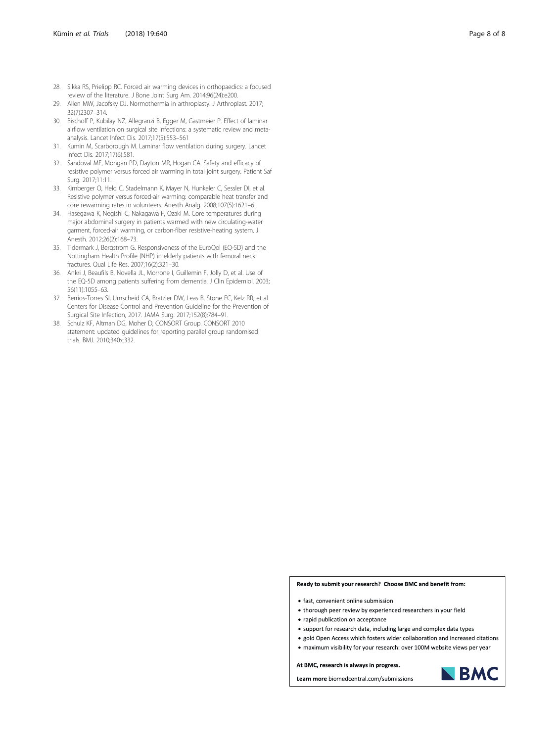28. Sikka RS, Prielipp RC. Forced air warming devices in orthopaedics: a focused review of the literature. J Bone Joint Surg Am. 2014;96(24):e200.
29. Allen MW, Jacofsky DJ. Normothermia in arthroplasty. J Arthroplast. 2017; 32(7)2307–314.
30. Bischoff P, Kubilay NZ, Allegranzi B, Egger M, Gastmeier P. Effect of laminar airflow ventilation on surgical site infections: a systematic review and meta-analysis. Lancet Infect Dis. 2017;17(5):553–561
31. Kumin M, Scarborough M. Laminar flow ventilation during surgery. Lancet Infect Dis. 2017;17(6):581.
32. Sandoval MF, Mongan PD, Dayton MR, Hogan CA. Safety and efficacy of resistive polymer versus forced air warming in total joint surgery. Patient Saf Surg. 2017;11:11.
33. Kimberger O, Held C, Stadelmann K, Mayer N, Hunkeler C, Sessler DI, et al. Resistive polymer versus forced-air warming: comparable heat transfer and core rewarming rates in volunteers. Anesth Analg. 2008;107(5):1621–6.
34. Hasegawa K, Negishi C, Nakagawa F, Ozaki M. Core temperatures during major abdominal surgery in patients warmed with new circulating-water garment, forced-air warming, or carbon-fiber resistive-heating system. J Anesth. 2012;26(2):168–73.
35. Tidermark J, Bergstrom G. Responsiveness of the EuroQol (EQ-5D) and the Nottingham Health Profile (NHP) in elderly patients with femoral neck fractures. Qual Life Res. 2007;16(2):321–30.
36. Ankri J, Beaufils B, Novella JL, Morrone I, Guillemin F, Jolly D, et al. Use of the EQ-5D among patients suffering from dementia. J Clin Epidemiol. 2003; 56(11):1055–63.
37. Berrios-Torres SI, Umscheid CA, Bratzler DW, Leas B, Stone EC, Kelz RR, et al. Centers for Disease Control and Prevention Guideline for the Prevention of Surgical Site Infection, 2017. JAMA Surg. 2017;152(8):784–91.
38. Schulz KF, Altman DG, Moher D, CONSORT Group. CONSORT 2010 statement: updated guidelines for reporting parallel group randomised trials. BMJ. 2010;340:c332.

**Ready to submit your research? Choose BMC and benefit from:**

- fast, convenient online submission
- thorough peer review by experienced researchers in your field
- rapid publication on acceptance
- support for research data, including large and complex data types
- gold Open Access which fosters wider collaboration and increased citations
- maximum visibility for your research: over 100M website views per year

**At BMC, research is always in progress.**

**Learn more** biomedcentral.com/submissions

BMC